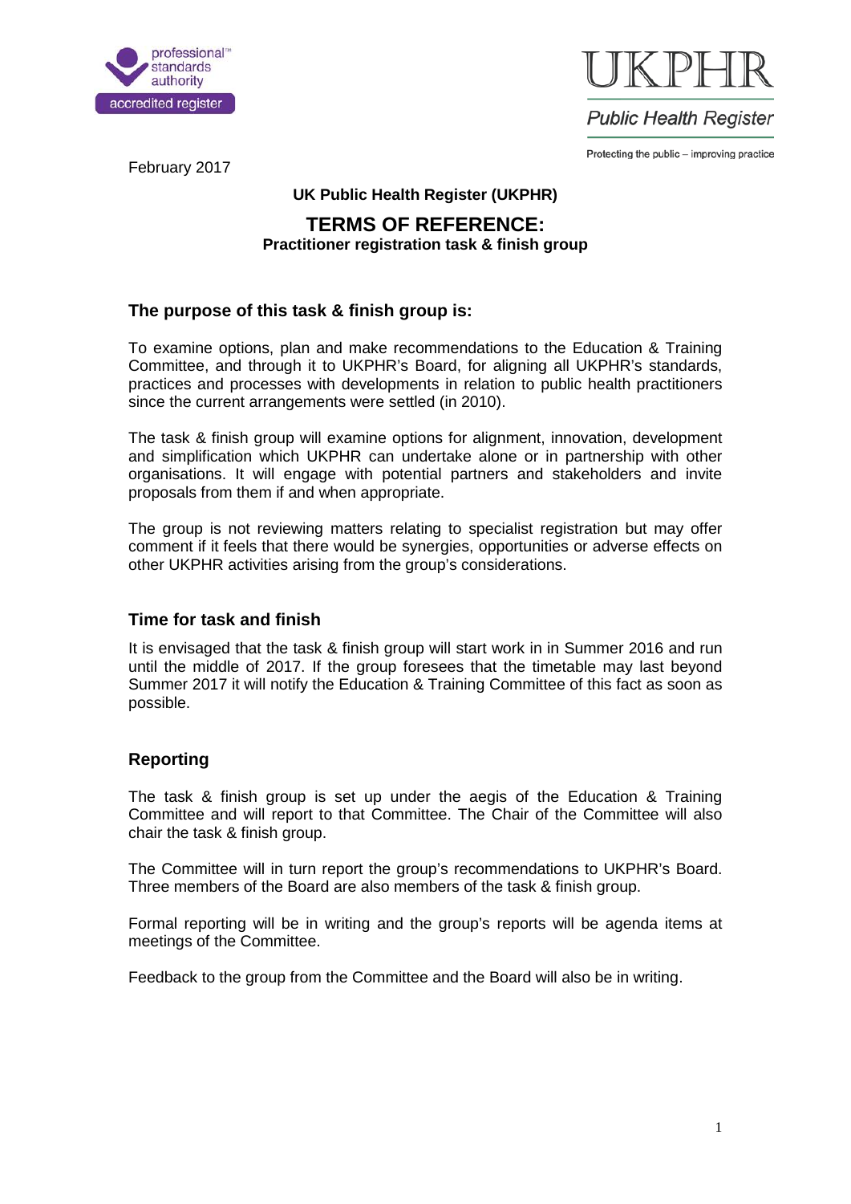February 2017

**UK Public Health Register (UKPHR)**

# TERMS OF REFERENCE:

**Practitioner registration task & finish group**

## The purpose of this task & finish group is:

To examine options, plan and make recommendations to the Education & Training Committee, and through it to UKPHR's Board, for aligning all UKPHR's standards, practices and processes with developments in relation to public health practitioners since the current arrangements were settled (in 2010).

The task & finish group will examine options for alignment, innovation, development and simplification which UKPHR can undertake alone or in partnership with other organisations. It will engage with potential partners and stakeholders and invite proposals from them if and when appropriate.

The group is not reviewing matters relating to specialist registration but may offer comment if it feels that there would be synergies, opportunities or adverse effects on other UKPHR activities arising from the group's considerations.

## Time for task and finish

It is envisaged that the task & finish group will start work in in Summer 2016 and run until the middle of 2017. If the group foresees that the timetable may last beyond Summer 2017 it will notify the Education & Training Committee of this fact as soon as possible.

## Reporting

The task & finish group is set up under the aegis of the Education & Training Committee and will report to that Committee. The Chair of the Committee will also chair the task & finish group.

The Committee will in turn report the group's recommendations to UKPHR's Board. Three members of the Board are also members of the task & finish group.

Formal reporting will be in writing and the group's reports will be agenda items at meetings of the Committee.

Feedback to the group from the Committee and the Board will also be in writing.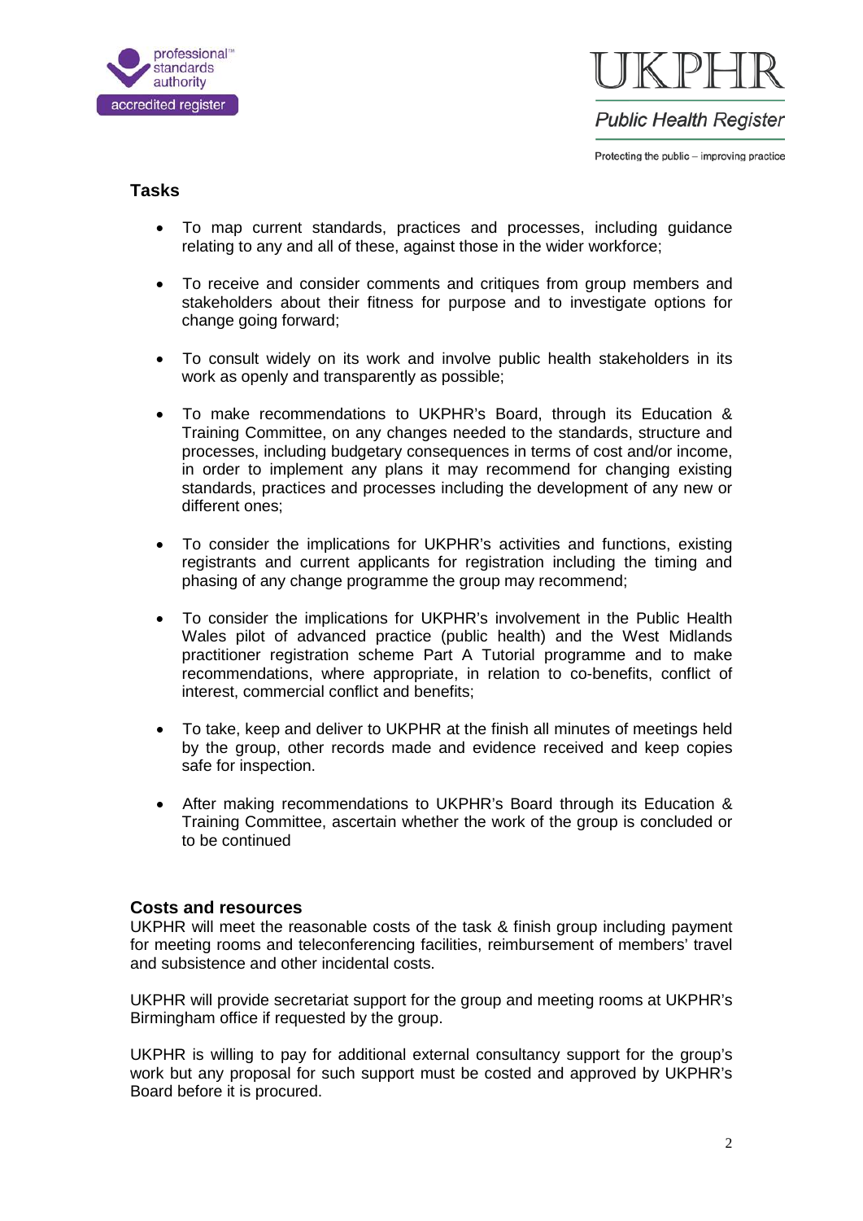## Tasks

- To map current standards, practices and processes, including guidance relating to any and all of these, against those in the wider workforce;
- To receive and consider comments and critiques from group members and stakeholders about their fitness for purpose and to investigate options for change going forward;
- To consult widely on its work and involve public health stakeholders in its work as openly and transparently as possible;
- To make recommendations to UKPHR's Board, through its Education & Training Committee, on any changes needed to the standards, structure and processes, including budgetary consequences in terms of cost and/or income, in order to implement any plans it may recommend for changing existing standards, practices and processes including the development of any new or different ones;
- To consider the implications for UKPHR's activities and functions, existing registrants and current applicants for registration including the timing and phasing of any change programme the group may recommend;
- To consider the implications for UKPHR's involvement in the Public Health Wales pilot of advanced practice (public health) and the West Midlands practitioner registration scheme Part A Tutorial programme and to make recommendations, where appropriate, in relation to co-benefits, conflict of interest, commercial conflict and benefits;
- To take, keep and deliver to UKPHR at the finish all minutes of meetings held by the group, other records made and evidence received and keep copies safe for inspection.
- After making recommendations to UKPHR's Board through its Education & Training Committee, ascertain whether the work of the group is concluded or to be continued

## Costs and resources

UKPHR will meet the reasonable costs of the task & finish group including payment for meeting rooms and teleconferencing facilities, reimbursement of members' travel and subsistence and other incidental costs.

UKPHR will provide secretariat support for the group and meeting rooms at UKPHR's Birmingham office if requested by the group.

UKPHR is willing to pay for additional external consultancy support for the group's work but any proposal for such support must be costed and approved by UKPHR's Board before it is procured.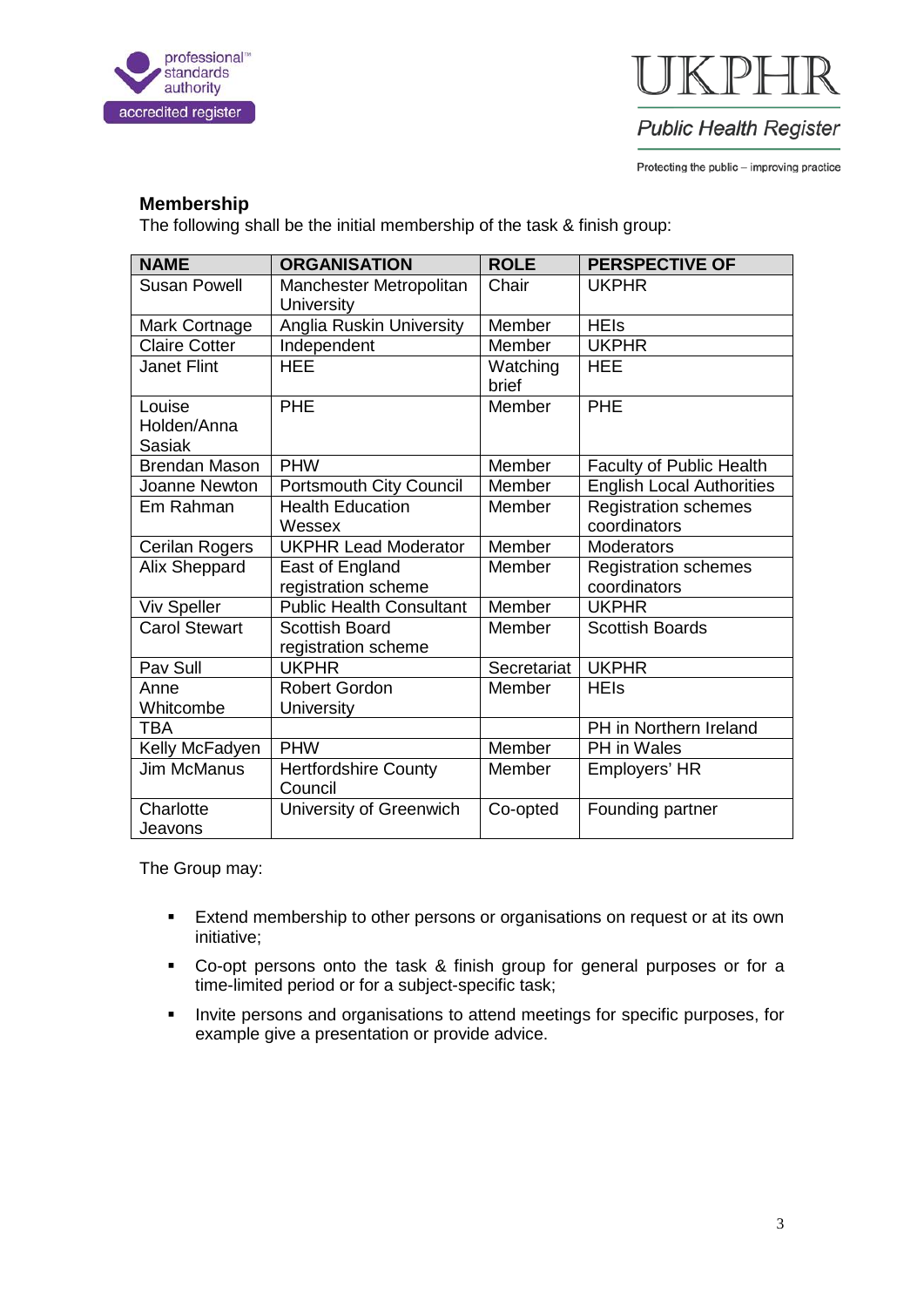## Membership

The following shall be the initial membership of the task & finish group:

| NAME | ORGANISATION | ROLE | PERSPECTIVE OF |
|---|---|---|---|
| Susan Powell | Manchester Metropolitan University | Chair | UKPHR |
| Mark Cortnage | Anglia Ruskin University | Member | HEIs |
| Claire Cotter | Independent | Member | UKPHR |
| Janet Flint | HEE | Watching brief | HEE |
| Louise Holden/Anna Sasiak | PHE | Member | PHE |
| Brendan Mason | PHW | Member | Faculty of Public Health |
| Joanne Newton | Portsmouth City Council | Member | English Local Authorities |
| Em Rahman | Health Education Wessex | Member | Registration schemes coordinators |
| Cerilan Rogers | UKPHR Lead Moderator | Member | Moderators |
| Alix Sheppard | East of England registration scheme | Member | Registration schemes coordinators |
| Viv Speller | Public Health Consultant | Member | UKPHR |
| Carol Stewart | Scottish Board registration scheme | Member | Scottish Boards |
| Pav Sull | UKPHR | Secretariat | UKPHR |
| Anne Whitcombe | Robert Gordon University | Member | HEIs |
| TBA | | | PH in Northern Ireland |
| Kelly McFadyen | PHW | Member | PH in Wales |
| Jim McManus | Hertfordshire County Council | Member | Employers' HR |
| Charlotte Jeavons | University of Greenwich | Co-opted | Founding partner |

The Group may:

- Extend membership to other persons or organisations on request or at its own initiative;
- Co-opt persons onto the task & finish group for general purposes or for a time-limited period or for a subject-specific task;
- Invite persons and organisations to attend meetings for specific purposes, for example give a presentation or provide advice.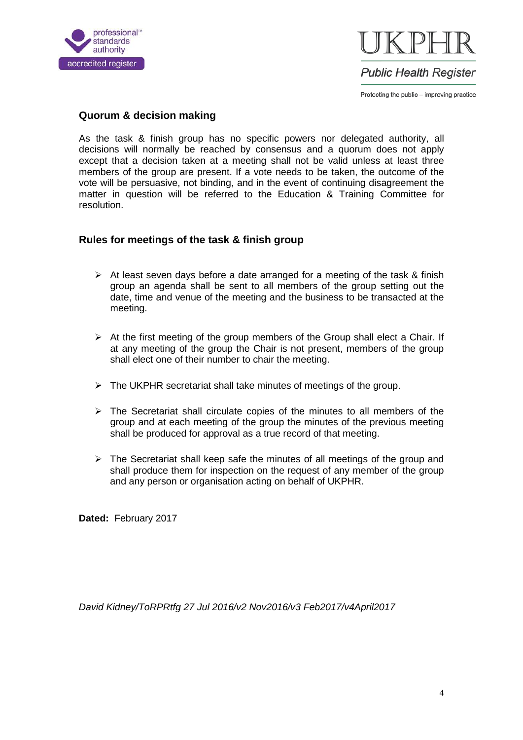### Quorum & decision making

As the task & finish group has no specific powers nor delegated authority, all decisions will normally be reached by consensus and a quorum does not apply except that a decision taken at a meeting shall not be valid unless at least three members of the group are present. If a vote needs to be taken, the outcome of the vote will be persuasive, not binding, and in the event of continuing disagreement the matter in question will be referred to the Education & Training Committee for resolution.

### Rules for meetings of the task & finish group

- At least seven days before a date arranged for a meeting of the task & finish group an agenda shall be sent to all members of the group setting out the date, time and venue of the meeting and the business to be transacted at the meeting.
- At the first meeting of the group members of the Group shall elect a Chair. If at any meeting of the group the Chair is not present, members of the group shall elect one of their number to chair the meeting.
- The UKPHR secretariat shall take minutes of meetings of the group.
- The Secretariat shall circulate copies of the minutes to all members of the group and at each meeting of the group the minutes of the previous meeting shall be produced for approval as a true record of that meeting.
- The Secretariat shall keep safe the minutes of all meetings of the group and shall produce them for inspection on the request of any member of the group and any person or organisation acting on behalf of UKPHR.

**Dated:** February 2017

*David Kidney/ToRPRtfg 27 Jul 2016/v2 Nov2016/v3 Feb2017/v4April2017*